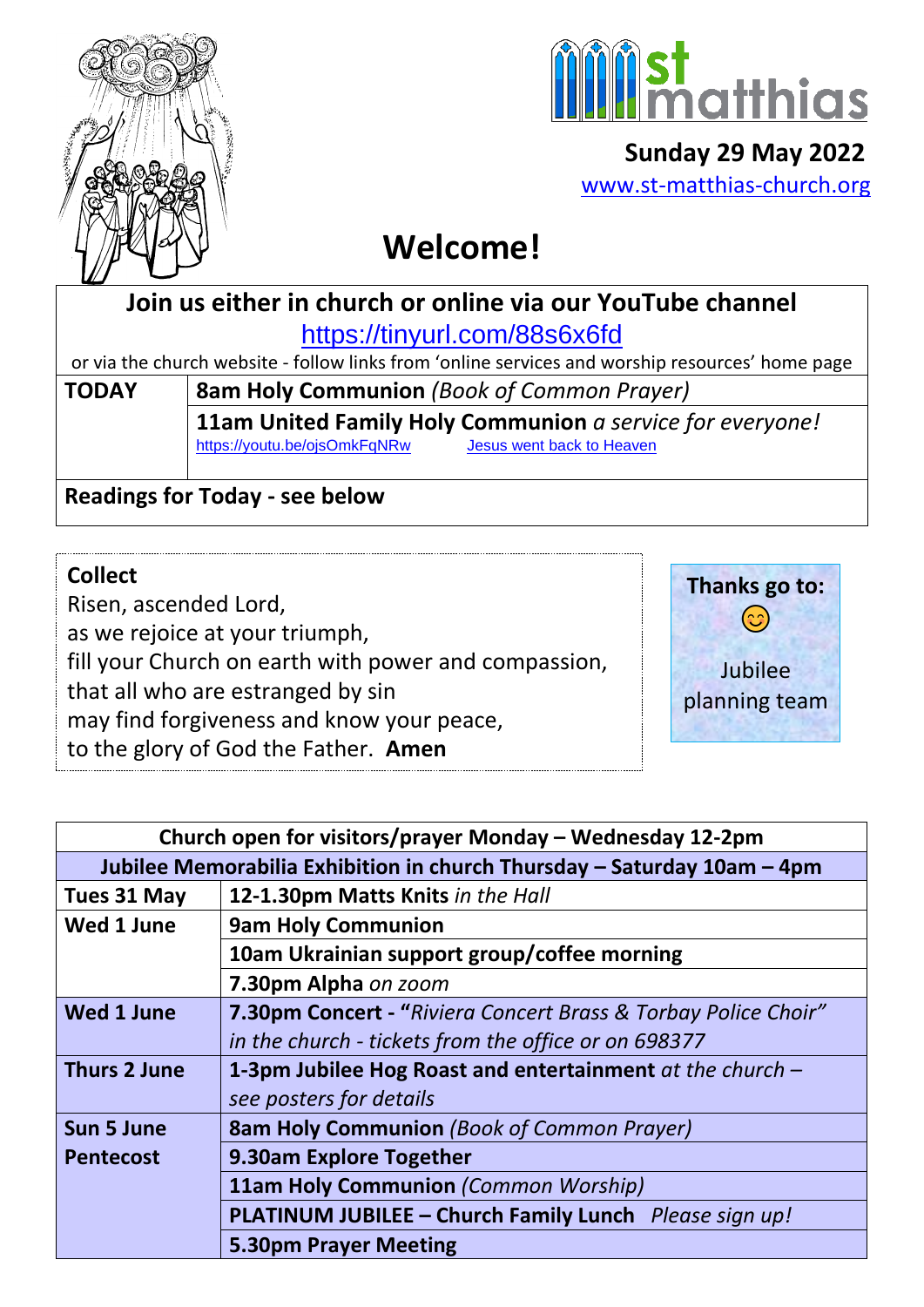st matthias

**Sunday 29 May 2022**

www.st-matthias-church.org

# Welcome!

## Join us either in church or online via our YouTube channel

https://tinyurl.com/88s6x6fd

or via the church website - follow links from 'online services and worship resources' home page

| TODAY | **8am Holy Communion** *(Book of Common Prayer)* |
|---|---|
| | **11am United Family Holy Communion** *a service for everyone!* https://youtu.be/ojsOmkFqNRw Jesus went back to Heaven |

**Readings for Today - see below**

**Collect**

Risen, ascended Lord,
as we rejoice at your triumph,
fill your Church on earth with power and compassion,
that all who are estranged by sin
may find forgiveness and know your peace,
to the glory of God the Father. **Amen**

**Thanks go to:**

😊

Jubilee planning team

| **Church open for visitors/prayer Monday – Wednesday 12-2pm** | |
|---|---|
| **Jubilee Memorabilia Exhibition in church Thursday – Saturday 10am – 4pm** | |
| **Tues 31 May** | **12-1.30pm Matts Knits** *in the Hall* |
| **Wed 1 June** | **9am Holy Communion** |
| | **10am Ukrainian support group/coffee morning** |
| | **7.30pm Alpha** *on zoom* |
| **Wed 1 June** | **7.30pm Concert - "***Riviera Concert Brass & Torbay Police Choir" in the church - tickets from the office or on 698377* |
| **Thurs 2 June** | **1-3pm Jubilee Hog Roast and entertainment** *at the church – see posters for details* |
| **Sun 5 June Pentecost** | **8am Holy Communion** *(Book of Common Prayer)* |
| | **9.30am Explore Together** |
| | **11am Holy Communion** *(Common Worship)* |
| | **PLATINUM JUBILEE – Church Family Lunch** *Please sign up!* |
| | **5.30pm Prayer Meeting** |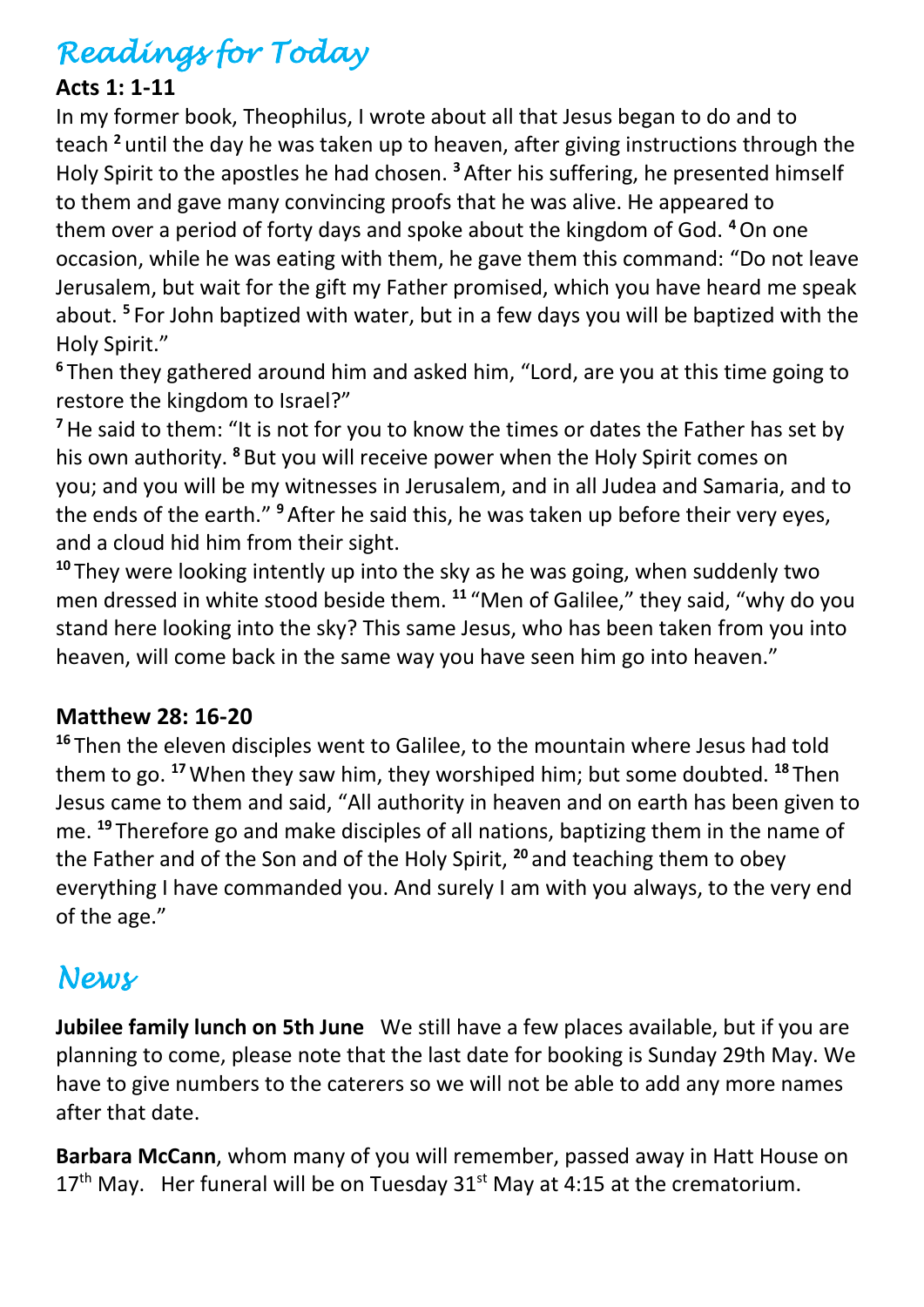# *Readings for Today*

**Acts 1: 1-11**

In my former book, Theophilus, I wrote about all that Jesus began to do and to teach [2] until the day he was taken up to heaven, after giving instructions through the Holy Spirit to the apostles he had chosen. [3] After his suffering, he presented himself to them and gave many convincing proofs that he was alive. He appeared to them over a period of forty days and spoke about the kingdom of God. [4] On one occasion, while he was eating with them, he gave them this command: "Do not leave Jerusalem, but wait for the gift my Father promised, which you have heard me speak about. [5] For John baptized with water, but in a few days you will be baptized with the Holy Spirit."

[6] Then they gathered around him and asked him, "Lord, are you at this time going to restore the kingdom to Israel?"

[7] He said to them: "It is not for you to know the times or dates the Father has set by his own authority. [8] But you will receive power when the Holy Spirit comes on you; and you will be my witnesses in Jerusalem, and in all Judea and Samaria, and to the ends of the earth." [9] After he said this, he was taken up before their very eyes, and a cloud hid him from their sight.

[10] They were looking intently up into the sky as he was going, when suddenly two men dressed in white stood beside them. [11] "Men of Galilee," they said, "why do you stand here looking into the sky? This same Jesus, who has been taken from you into heaven, will come back in the same way you have seen him go into heaven."

**Matthew 28: 16-20**

[16] Then the eleven disciples went to Galilee, to the mountain where Jesus had told them to go. [17] When they saw him, they worshiped him; but some doubted. [18] Then Jesus came to them and said, "All authority in heaven and on earth has been given to me. [19] Therefore go and make disciples of all nations, baptizing them in the name of the Father and of the Son and of the Holy Spirit, [20] and teaching them to obey everything I have commanded you. And surely I am with you always, to the very end of the age."

# *News*

**Jubilee family lunch on 5th June** We still have a few places available, but if you are planning to come, please note that the last date for booking is Sunday 29th May. We have to give numbers to the caterers so we will not be able to add any more names after that date.

**Barbara McCann**, whom many of you will remember, passed away in Hatt House on 17th May. Her funeral will be on Tuesday 31st May at 4:15 at the crematorium.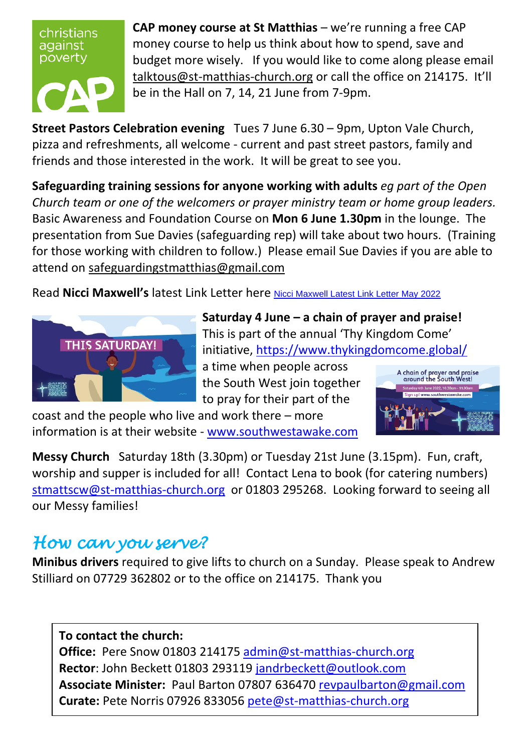**CAP money course at St Matthias** – we're running a free CAP money course to help us think about how to spend, save and budget more wisely. If you would like to come along please email talktous@st-matthias-church.org or call the office on 214175. It'll be in the Hall on 7, 14, 21 June from 7-9pm.

**Street Pastors Celebration evening** Tues 7 June 6.30 – 9pm, Upton Vale Church, pizza and refreshments, all welcome - current and past street pastors, family and friends and those interested in the work. It will be great to see you.

**Safeguarding training sessions for anyone working with adults** *eg part of the Open Church team or one of the welcomers or prayer ministry team or home group leaders.* Basic Awareness and Foundation Course on **Mon 6 June 1.30pm** in the lounge. The presentation from Sue Davies (safeguarding rep) will take about two hours. (Training for those working with children to follow.) Please email Sue Davies if you are able to attend on safeguardingstmatthias@gmail.com

Read **Nicci Maxwell's** latest Link Letter here Nicci Maxwell Latest Link Letter May 2022

**Saturday 4 June – a chain of prayer and praise!** This is part of the annual 'Thy Kingdom Come' initiative, https://www.thykingdomcome.global/ a time when people across the South West join together to pray for their part of the coast and the people who live and work there – more information is at their website - www.southwestawake.com

**Messy Church** Saturday 18th (3.30pm) or Tuesday 21st June (3.15pm). Fun, craft, worship and supper is included for all! Contact Lena to book (for catering numbers) stmattscw@st-matthias-church.org or 01803 295268. Looking forward to seeing all our Messy families!

## *How can you serve?*

**Minibus drivers** required to give lifts to church on a Sunday. Please speak to Andrew Stilliard on 07729 362802 or to the office on 214175. Thank you

**To contact the church:**
**Office:** Pere Snow 01803 214175 admin@st-matthias-church.org
**Rector**: John Beckett 01803 293119 jandrbeckett@outlook.com
**Associate Minister:** Paul Barton 07807 636470 revpaulbarton@gmail.com
**Curate:** Pete Norris 07926 833056 pete@st-matthias-church.org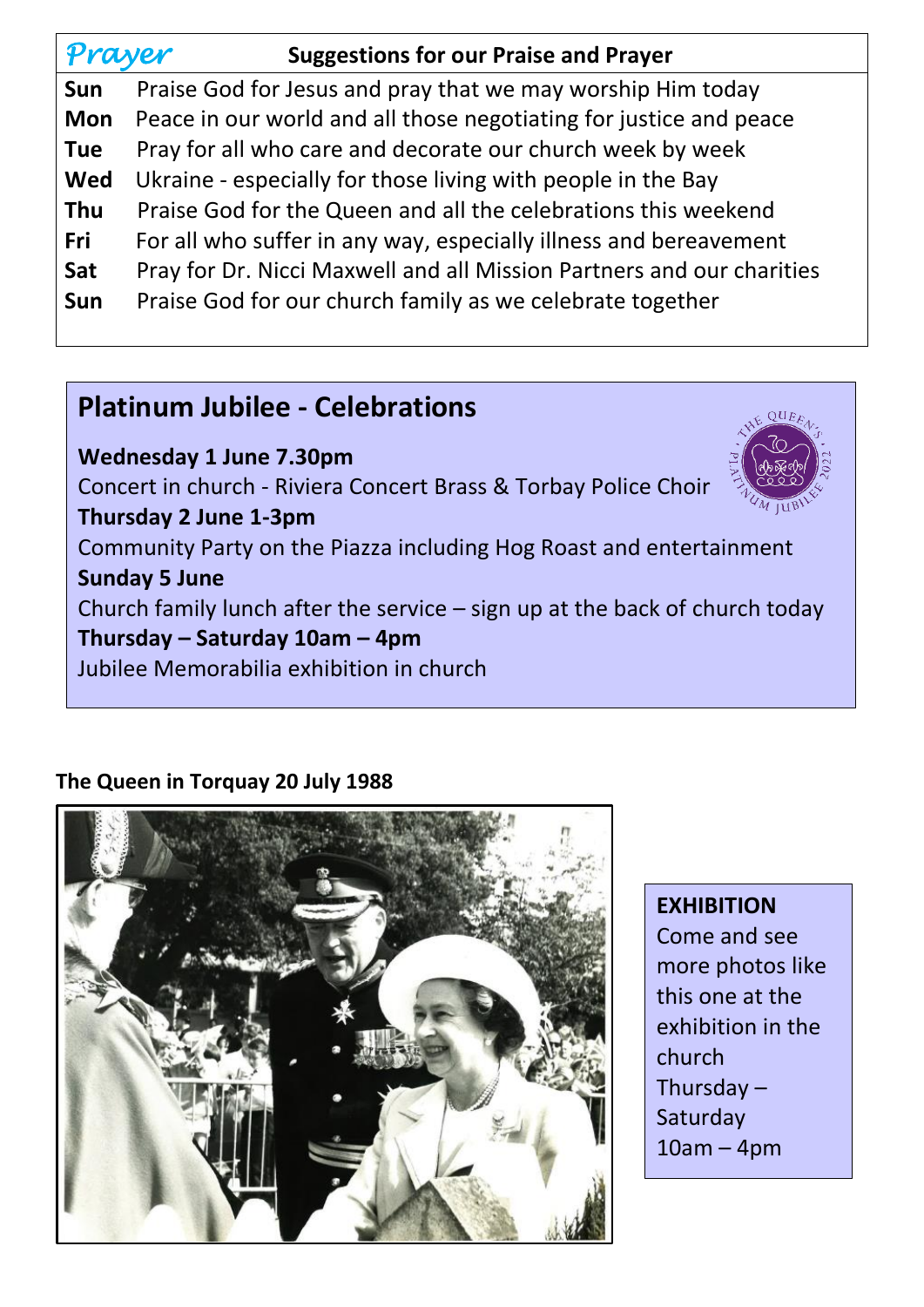## *Prayer* — Suggestions for our Praise and Prayer

| | |
|---|---|
| **Sun** | Praise God for Jesus and pray that we may worship Him today |
| **Mon** | Peace in our world and all those negotiating for justice and peace |
| **Tue** | Pray for all who care and decorate our church week by week |
| **Wed** | Ukraine - especially for those living with people in the Bay |
| **Thu** | Praise God for the Queen and all the celebrations this weekend |
| **Fri** | For all who suffer in any way, especially illness and bereavement |
| **Sat** | Pray for Dr. Nicci Maxwell and all Mission Partners and our charities |
| **Sun** | Praise God for our church family as we celebrate together |

## Platinum Jubilee - Celebrations

**Wednesday 1 June 7.30pm**
Concert in church - Riviera Concert Brass & Torbay Police Choir

**Thursday 2 June 1-3pm**
Community Party on the Piazza including Hog Roast and entertainment

**Sunday 5 June**
Church family lunch after the service – sign up at the back of church today

**Thursday – Saturday 10am – 4pm**
Jubilee Memorabilia exhibition in church

**The Queen in Torquay 20 July 1988**

**EXHIBITION**
Come and see more photos like this one at the exhibition in the church
Thursday – Saturday
10am – 4pm